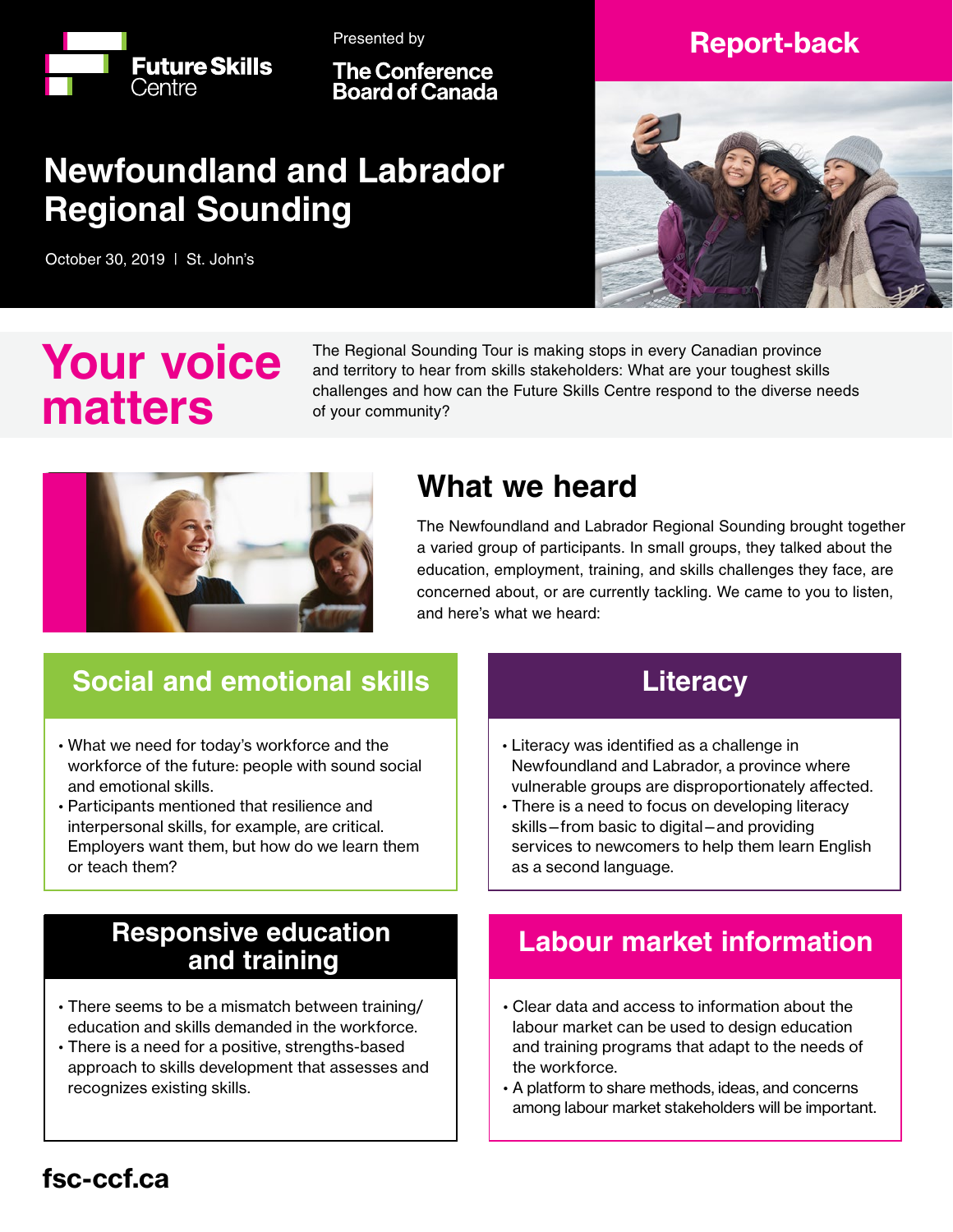Future Skills Centre

Presented by

The Conference Board of Canada

Report-back

# Newfoundland and Labrador Regional Sounding

October 30, 2019 | St. John's

## Your voice matters

The Regional Sounding Tour is making stops in every Canadian province and territory to hear from skills stakeholders: What are your toughest skills challenges and how can the Future Skills Centre respond to the diverse needs of your community?

## What we heard

The Newfoundland and Labrador Regional Sounding brought together a varied group of participants. In small groups, they talked about the education, employment, training, and skills challenges they face, are concerned about, or are currently tackling. We came to you to listen, and here's what we heard:

### Social and emotional skills

- What we need for today's workforce and the workforce of the future: people with sound social and emotional skills.
- Participants mentioned that resilience and interpersonal skills, for example, are critical. Employers want them, but how do we learn them or teach them?

### Literacy

- Literacy was identified as a challenge in Newfoundland and Labrador, a province where vulnerable groups are disproportionately affected.
- There is a need to focus on developing literacy skills—from basic to digital—and providing services to newcomers to help them learn English as a second language.

### Responsive education and training

- There seems to be a mismatch between training/education and skills demanded in the workforce.
- There is a need for a positive, strengths-based approach to skills development that assesses and recognizes existing skills.

### Labour market information

- Clear data and access to information about the labour market can be used to design education and training programs that adapt to the needs of the workforce.
- A platform to share methods, ideas, and concerns among labour market stakeholders will be important.

fsc-ccf.ca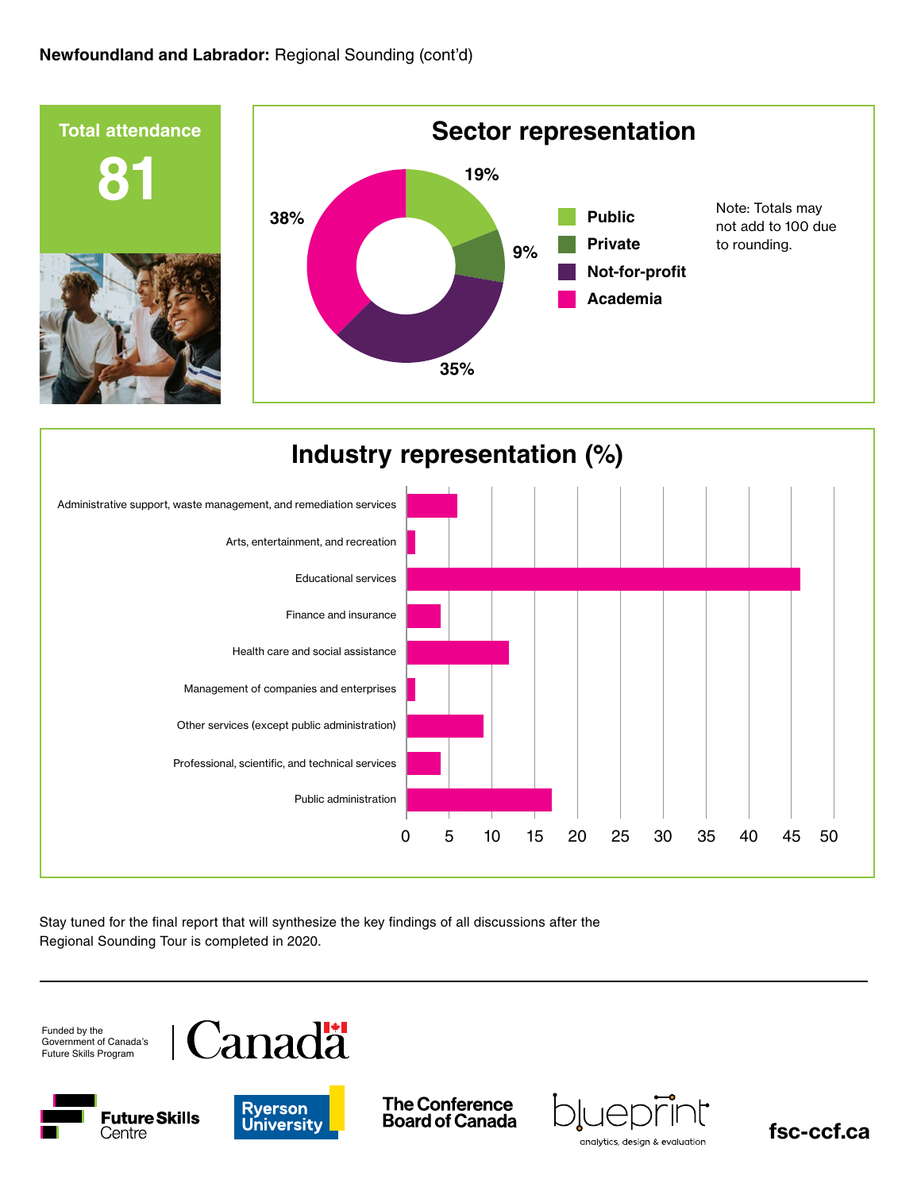**Newfoundland and Labrador:** Regional Sounding (cont'd)

**Total attendance**

**81**

## Sector representation

19%
9%
35%
38%

Public
Private
Not-for-profit
Academia

Note: Totals may not add to 100 due to rounding.

## Industry representation (%)

Administrative support, waste management, and remediation services
Arts, entertainment, and recreation
Educational services
Finance and insurance
Health care and social assistance
Management of companies and enterprises
Other services (except public administration)
Professional, scientific, and technical services
Public administration

0 5 10 15 20 25 30 35 40 45 50

Stay tuned for the final report that will synthesize the key findings of all discussions after the Regional Sounding Tour is completed in 2020.

Funded by the Government of Canada's Future Skills Program

Canada

Future Skills Centre

Ryerson University

The Conference Board of Canada

blueprint analytics, design & evaluation

fsc-ccf.ca